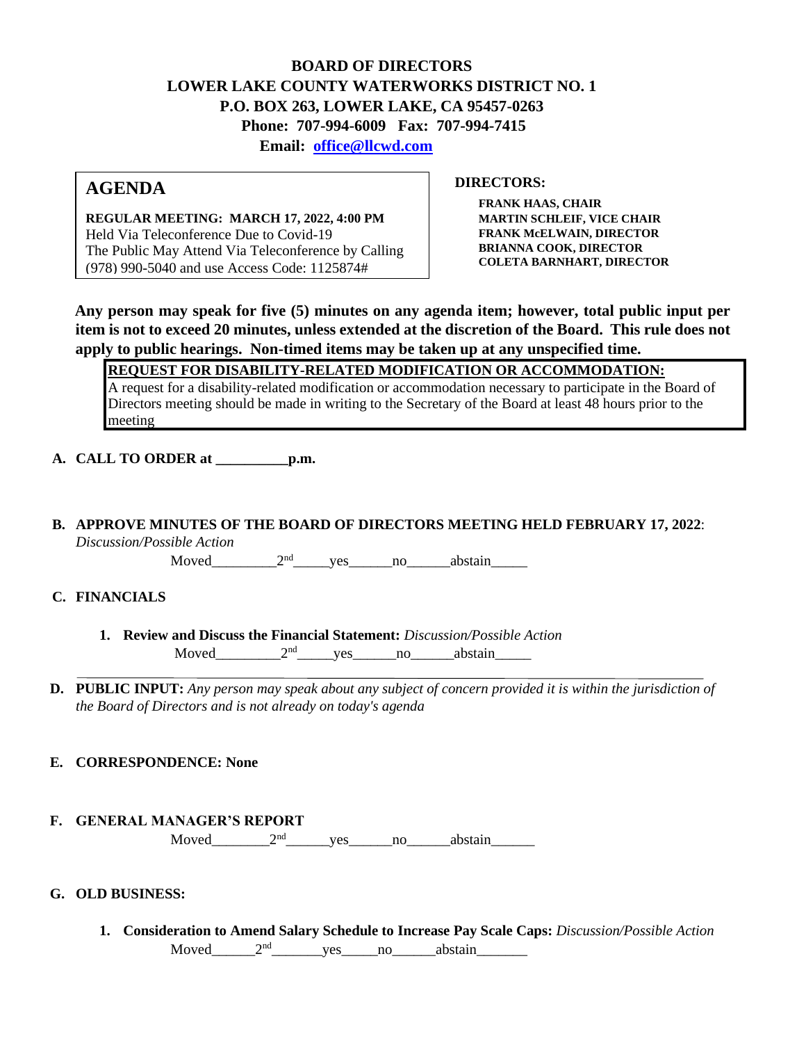**BOARD OF DIRECTORS**
**LOWER LAKE COUNTY WATERWORKS DISTRICT NO. 1**
**P.O. BOX 263, LOWER LAKE, CA 95457-0263**
**Phone: 707-994-6009 Fax: 707-994-7415**
**Email: office@llcwd.com**

# AGENDA

**REGULAR MEETING: MARCH 17, 2022, 4:00 PM**
Held Via Teleconference Due to Covid-19
The Public May Attend Via Teleconference by Calling (978) 990-5040 and use Access Code: 1125874#

**DIRECTORS:**

**FRANK HAAS, CHAIR**
**MARTIN SCHLEIF, VICE CHAIR**
**FRANK McELWAIN, DIRECTOR**
**BRIANNA COOK, DIRECTOR**
**COLETA BARNHART, DIRECTOR**

**Any person may speak for five (5) minutes on any agenda item; however, total public input per item is not to exceed 20 minutes, unless extended at the discretion of the Board. This rule does not apply to public hearings. Non-timed items may be taken up at any unspecified time.**

**REQUEST FOR DISABILITY-RELATED MODIFICATION OR ACCOMMODATION:**
A request for a disability-related modification or accommodation necessary to participate in the Board of Directors meeting should be made in writing to the Secretary of the Board at least 48 hours prior to the meeting

**A. CALL TO ORDER at __________p.m.**

**B. APPROVE MINUTES OF THE BOARD OF DIRECTORS MEETING HELD FEBRUARY 17, 2022**:
*Discussion/Possible Action*

Moved_________2nd_____yes______no______abstain_____

**C. FINANCIALS**

1. **Review and Discuss the Financial Statement:** *Discussion/Possible Action*

Moved_________2nd_____yes______no______abstain_____

**D. PUBLIC INPUT:** *Any person may speak about any subject of concern provided it is within the jurisdiction of the Board of Directors and is not already on today's agenda*

**E. CORRESPONDENCE: None**

**F. GENERAL MANAGER'S REPORT**

Moved________2nd______yes______no______abstain______

**G. OLD BUSINESS:**

1. **Consideration to Amend Salary Schedule to Increase Pay Scale Caps:** *Discussion/Possible Action*

Moved______2nd_______yes_____no______abstain_______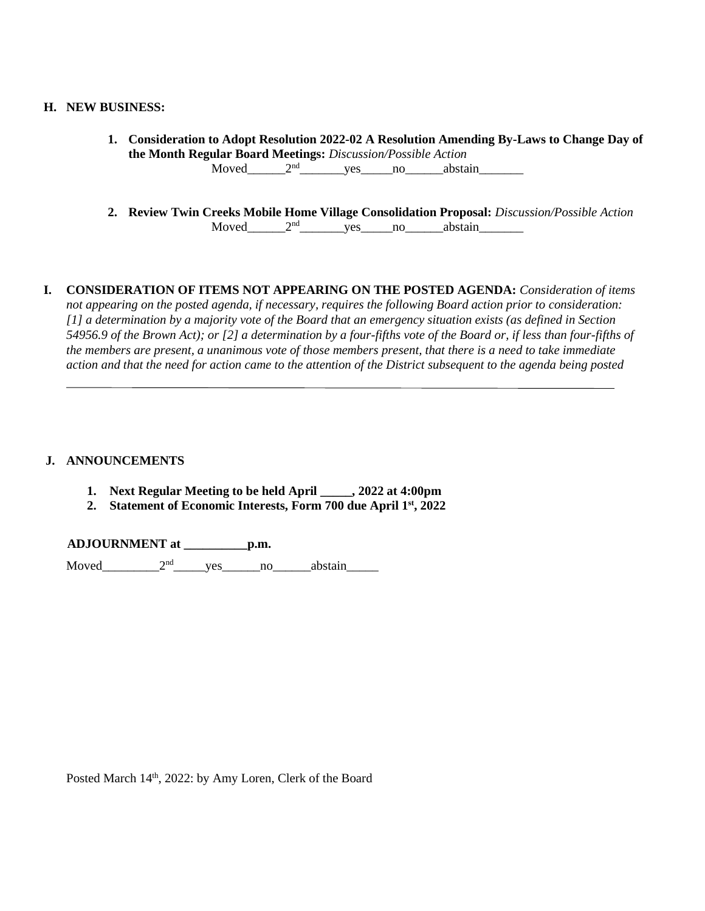## H. NEW BUSINESS:

1. **Consideration to Adopt Resolution 2022-02 A Resolution Amending By-Laws to Change Day of the Month Regular Board Meetings:** *Discussion/Possible Action*

   Moved______2nd_______yes_____no______abstain_______

2. **Review Twin Creeks Mobile Home Village Consolidation Proposal:** *Discussion/Possible Action*

   Moved______2nd_______yes_____no______abstain_______

## I. CONSIDERATION OF ITEMS NOT APPEARING ON THE POSTED AGENDA:

*Consideration of items not appearing on the posted agenda, if necessary, requires the following Board action prior to consideration: [1] a determination by a majority vote of the Board that an emergency situation exists (as defined in Section 54956.9 of the Brown Act); or [2] a determination by a four-fifths vote of the Board or, if less than four-fifths of the members are present, a unanimous vote of those members present, that there is a need to take immediate action and that the need for action came to the attention of the District subsequent to the agenda being posted*

______________________________________________________________________________________

## J. ANNOUNCEMENTS

1. **Next Regular Meeting to be held April _____, 2022 at 4:00pm**
2. **Statement of Economic Interests, Form 700 due April 1st, 2022**

**ADJOURNMENT at __________p.m.**

Moved_________2nd_____yes______no______abstain_____

Posted March 14th, 2022: by Amy Loren, Clerk of the Board